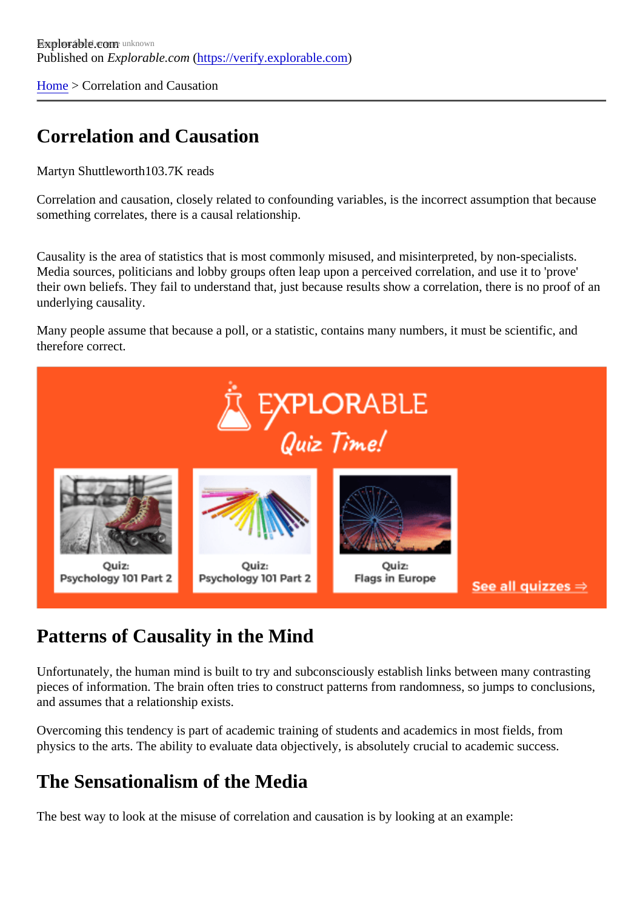Explorable.com
Published on *Explorable.com* (https://verify.explorable.com)

Home > Correlation and Causation

# Correlation and Causation

Martyn Shuttleworth103.7K reads

Correlation and causation, closely related to confounding variables, is the incorrect assumption that because something correlates, there is a causal relationship.

Causality is the area of statistics that is most commonly misused, and misinterpreted, by non-specialists. Media sources, politicians and lobby groups often leap upon a perceived correlation, and use it to 'prove' their own beliefs. They fail to understand that, just because results show a correlation, there is no proof of an underlying causality.

Many people assume that because a poll, or a statistic, contains many numbers, it must be scientific, and therefore correct.

## Patterns of Causality in the Mind

Unfortunately, the human mind is built to try and subconsciously establish links between many contrasting pieces of information. The brain often tries to construct patterns from randomness, so jumps to conclusions, and assumes that a relationship exists.

Overcoming this tendency is part of academic training of students and academics in most fields, from physics to the arts. The ability to evaluate data objectively, is absolutely crucial to academic success.

## The Sensationalism of the Media

The best way to look at the misuse of correlation and causation is by looking at an example: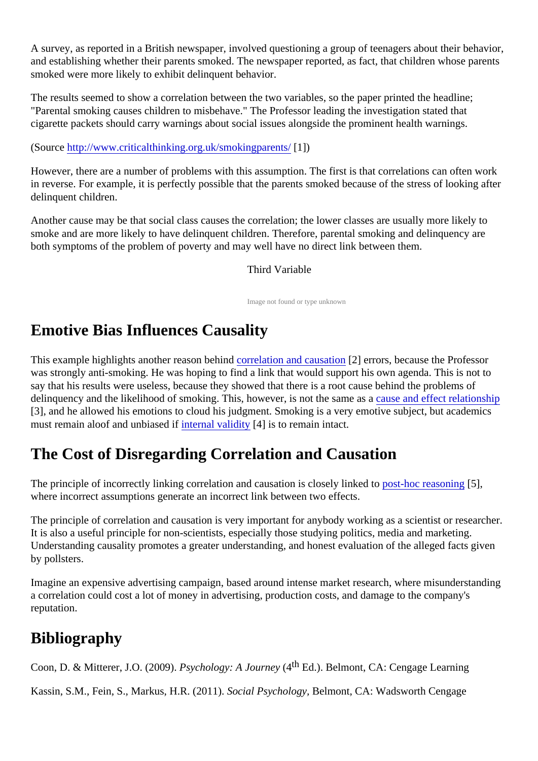A survey, as reported in a British newspaper, involved questioning a group of teenagers about their behavior, and establishing whether their parents smoked. The newspaper reported, as fact, that children whose parents smoked were more likely to exhibit delinquent behavior.

The results seemed to show a correlation between the two variables, so the paper printed the headline; "Parental smoking causes children to misbehave." The Professor leading the investigation stated that cigarette packets should carry warnings about social issues alongside the prominent health warnings.

(Source http://www.criticalthinking.org.uk/smokingparents/ [1])

However, there are a number of problems with this assumption. The first is that correlations can often work in reverse. For example, it is perfectly possible that the parents smoked because of the stress of looking after delinquent children.

Another cause may be that social class causes the correlation; the lower classes are usually more likely to smoke and are more likely to have delinquent children. Therefore, parental smoking and delinquency are both symptoms of the problem of poverty and may well have no direct link between them.

Third Variable

Image not found or type unknown

## Emotive Bias Influences Causality

This example highlights another reason behind correlation and causation [2] errors, because the Professor was strongly anti-smoking. He was hoping to find a link that would support his own agenda. This is not to say that his results were useless, because they showed that there is a root cause behind the problems of delinquency and the likelihood of smoking. This, however, is not the same as a cause and effect relationship [3], and he allowed his emotions to cloud his judgment. Smoking is a very emotive subject, but academics must remain aloof and unbiased if internal validity [4] is to remain intact.

## The Cost of Disregarding Correlation and Causation

The principle of incorrectly linking correlation and causation is closely linked to post-hoc reasoning [5], where incorrect assumptions generate an incorrect link between two effects.

The principle of correlation and causation is very important for anybody working as a scientist or researcher. It is also a useful principle for non-scientists, especially those studying politics, media and marketing. Understanding causality promotes a greater understanding, and honest evaluation of the alleged facts given by pollsters.

Imagine an expensive advertising campaign, based around intense market research, where misunderstanding a correlation could cost a lot of money in advertising, production costs, and damage to the company's reputation.

## Bibliography

Coon, D. & Mitterer, J.O. (2009). *Psychology: A Journey* (4th Ed.). Belmont, CA: Cengage Learning

Kassin, S.M., Fein, S., Markus, H.R. (2011). *Social Psychology*, Belmont, CA: Wadsworth Cengage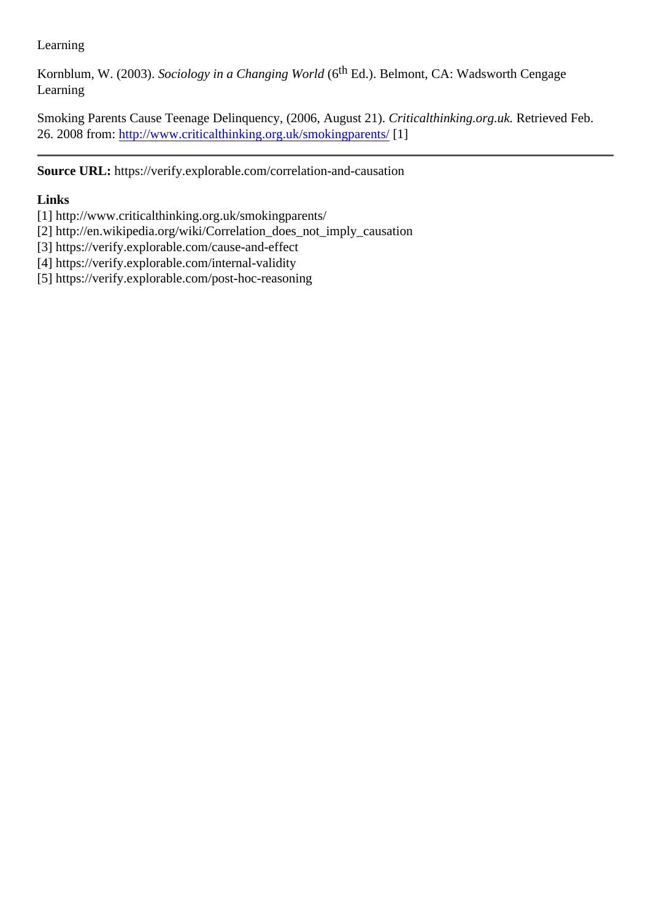Learning

Kornblum, W. (2003). *Sociology in a Changing World* (6th Ed.). Belmont, CA: Wadsworth Cengage Learning

Smoking Parents Cause Teenage Delinquency, (2006, August 21). *Criticalthinking.org.uk.* Retrieved Feb. 26. 2008 from: http://www.criticalthinking.org.uk/smokingparents/ [1]

---

**Source URL:** https://verify.explorable.com/correlation-and-causation

**Links**
[1] http://www.criticalthinking.org.uk/smokingparents/
[2] http://en.wikipedia.org/wiki/Correlation_does_not_imply_causation
[3] https://verify.explorable.com/cause-and-effect
[4] https://verify.explorable.com/internal-validity
[5] https://verify.explorable.com/post-hoc-reasoning